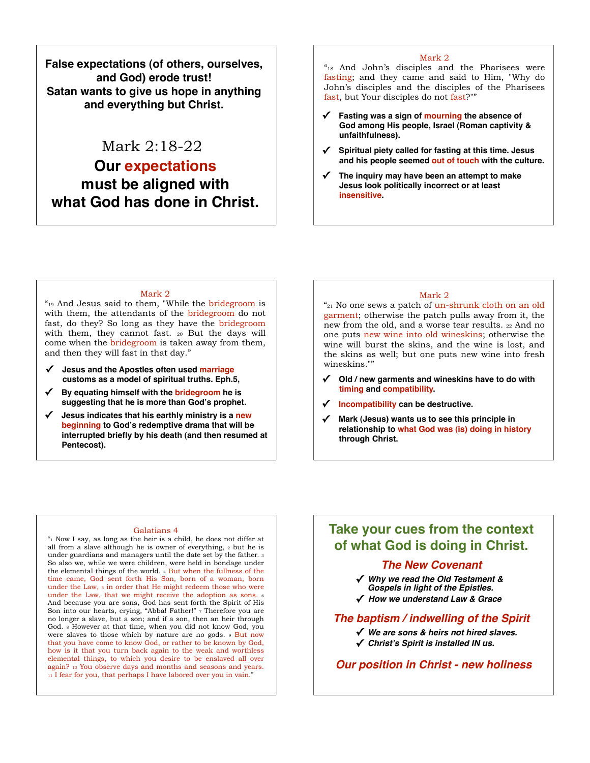**False expectations (of others, ourselves, and God) erode trust!**
**Satan wants to give us hope in anything and everything but Christ.**

# Mark 2:18-22

## Our expectations must be aligned with what God has done in Christ.

---

Mark 2

"[18] And John's disciples and the Pharisees were fasting; and they came and said to Him, "Why do John's disciples and the disciples of the Pharisees fast, but Your disciples do not fast?""

- ✓ **Fasting was a sign of mourning the absence of God among His people, Israel (Roman captivity & unfaithfulness).**
- ✓ **Spiritual piety called for fasting at this time. Jesus and his people seemed out of touch with the culture.**
- ✓ **The inquiry may have been an attempt to make Jesus look politically incorrect or at least insensitive.**

---

Mark 2

"[19] And Jesus said to them, "While the bridegroom is with them, the attendants of the bridegroom do not fast, do they? So long as they have the bridegroom with them, they cannot fast. [20] But the days will come when the bridegroom is taken away from them, and then they will fast in that day."

- ✓ **Jesus and the Apostles often used marriage customs as a model of spiritual truths. Eph.5,**
- ✓ **By equating himself with the bridegroom he is suggesting that he is more than God's prophet.**
- ✓ **Jesus indicates that his earthly ministry is a new beginning to God's redemptive drama that will be interrupted briefly by his death (and then resumed at Pentecost).**

---

Mark 2

"[21] No one sews a patch of un-shrunk cloth on an old garment; otherwise the patch pulls away from it, the new from the old, and a worse tear results. [22] And no one puts new wine into old wineskins; otherwise the wine will burst the skins, and the wine is lost, and the skins as well; but one puts new wine into fresh wineskins.""

- ✓ **Old / new garments and wineskins have to do with timing and compatibility.**
- ✓ **Incompatibility can be destructive.**
- ✓ **Mark (Jesus) wants us to see this principle in relationship to what God was (is) doing in history through Christ.**

---

Galatians 4

"[1] Now I say, as long as the heir is a child, he does not differ at all from a slave although he is owner of everything, [2] but he is under guardians and managers until the date set by the father. [3] So also we, while we were children, were held in bondage under the elemental things of the world. [4] But when the fullness of the time came, God sent forth His Son, born of a woman, born under the Law, [5] in order that He might redeem those who were under the Law, that we might receive the adoption as sons. [6] And because you are sons, God has sent forth the Spirit of His Son into our hearts, crying, "Abba! Father!" [7] Therefore you are no longer a slave, but a son; and if a son, then an heir through God. [8] However at that time, when you did not know God, you were slaves to those which by nature are no gods. [9] But now that you have come to know God, or rather to be known by God, how is it that you turn back again to the weak and worthless elemental things, to which you desire to be enslaved all over again? [10] You observe days and months and seasons and years. [11] I fear for you, that perhaps I have labored over you in vain."

---

## Take your cues from the context of what God is doing in Christ.

### *The New Covenant*

- ✓ ***Why we read the Old Testament & Gospels in light of the Epistles.***
- ✓ ***How we understand Law & Grace***

### *The baptism / indwelling of the Spirit*

- ✓ ***We are sons & heirs not hired slaves.***
- ✓ ***Christ's Spirit is installed IN us.***

### *Our position in Christ - new holiness*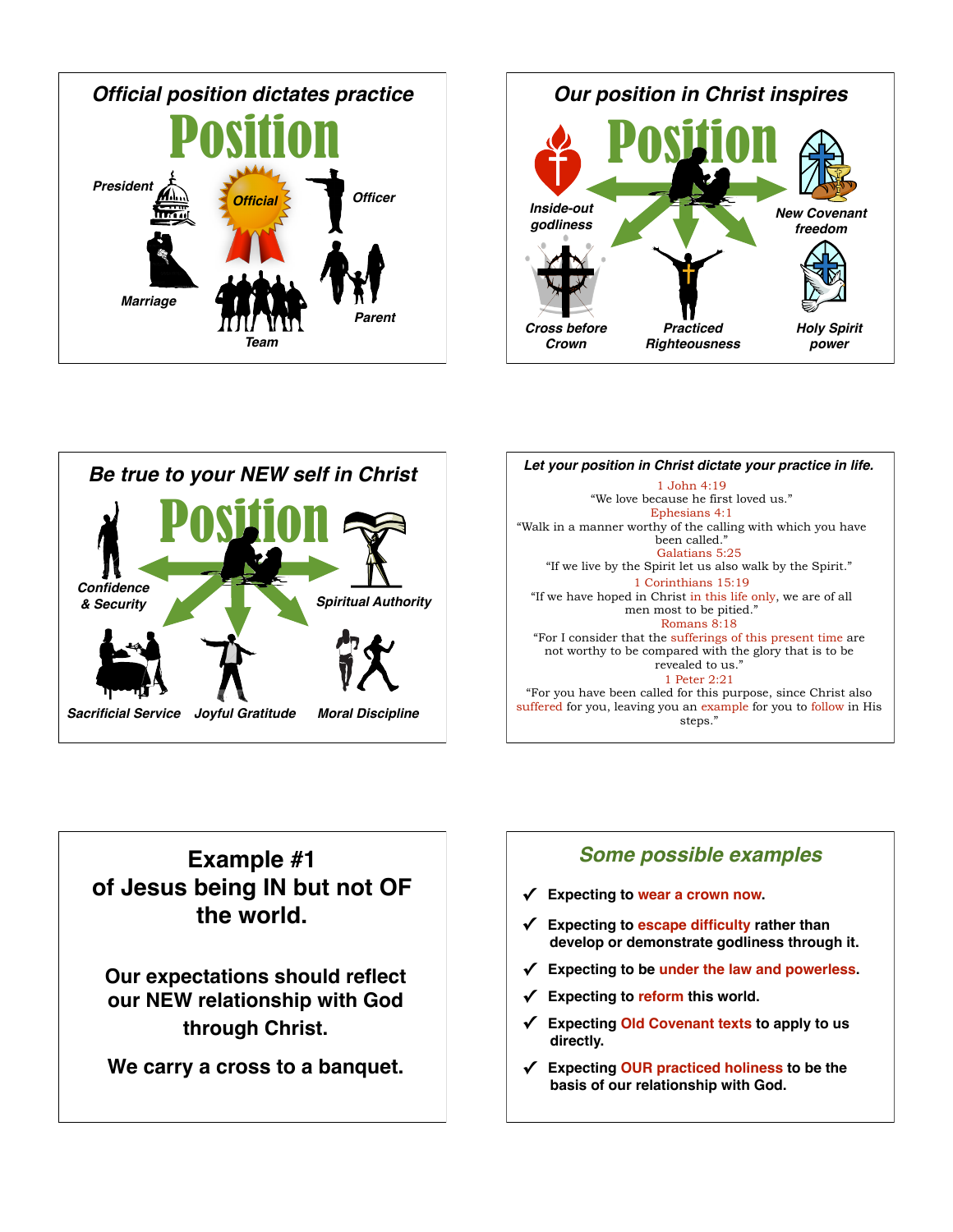## Official position dictates practice

Position

President

Official

Officer

Marriage

Parent

Team

## Our position in Christ inspires

Position

Inside-out godliness

New Covenant freedom

Cross before Crown

Practiced Righteousness

Holy Spirit power

## Be true to your NEW self in Christ

Position

Confidence & Security

Spiritual Authority

Sacrificial Service

Joyful Gratitude

Moral Discipline

## Let your position in Christ dictate your practice in life.

1 John 4:19
"We love because he first loved us."

Ephesians 4:1
"Walk in a manner worthy of the calling with which you have been called."

Galatians 5:25
"If we live by the Spirit let us also walk by the Spirit."

1 Corinthians 15:19
"If we have hoped in Christ in this life only, we are of all men most to be pitied."

Romans 8:18
"For I consider that the sufferings of this present time are not worthy to be compared with the glory that is to be revealed to us."

1 Peter 2:21
"For you have been called for this purpose, since Christ also suffered for you, leaving you an example for you to follow in His steps."

## Example #1 of Jesus being IN but not OF the world.

**Our expectations should reflect our NEW relationship with God through Christ.**

**We carry a cross to a banquet.**

## Some possible examples

- ✓ **Expecting to wear a crown now.**
- ✓ **Expecting to escape difficulty rather than develop or demonstrate godliness through it.**
- ✓ **Expecting to be under the law and powerless.**
- ✓ **Expecting to reform this world.**
- ✓ **Expecting Old Covenant texts to apply to us directly.**
- ✓ **Expecting OUR practiced holiness to be the basis of our relationship with God.**